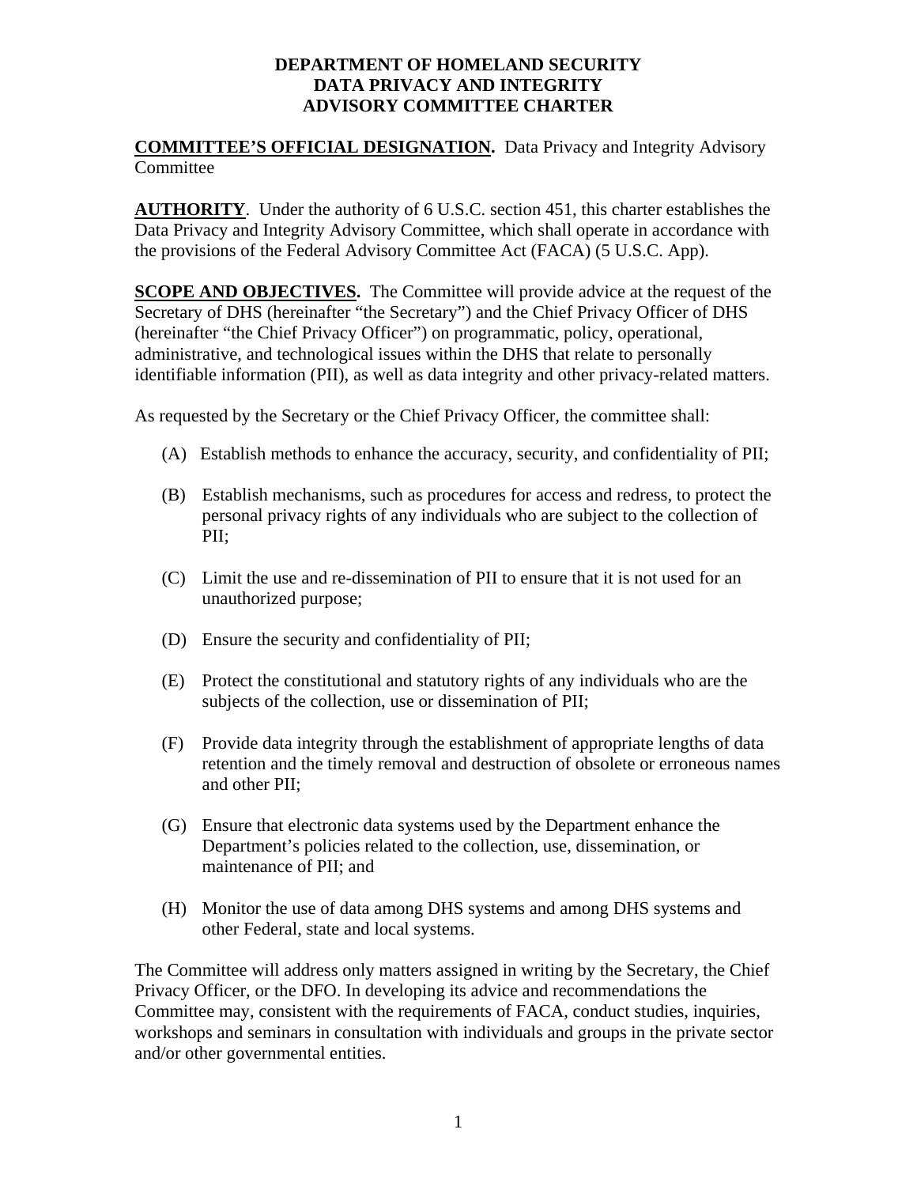# DEPARTMENT OF HOMELAND SECURITY DATA PRIVACY AND INTEGRITY ADVISORY COMMITTEE CHARTER

**COMMITTEE'S OFFICIAL DESIGNATION.** Data Privacy and Integrity Advisory Committee

**AUTHORITY**. Under the authority of 6 U.S.C. section 451, this charter establishes the Data Privacy and Integrity Advisory Committee, which shall operate in accordance with the provisions of the Federal Advisory Committee Act (FACA) (5 U.S.C. App).

**SCOPE AND OBJECTIVES.** The Committee will provide advice at the request of the Secretary of DHS (hereinafter "the Secretary") and the Chief Privacy Officer of DHS (hereinafter "the Chief Privacy Officer") on programmatic, policy, operational, administrative, and technological issues within the DHS that relate to personally identifiable information (PII), as well as data integrity and other privacy-related matters.

As requested by the Secretary or the Chief Privacy Officer, the committee shall:

(A) Establish methods to enhance the accuracy, security, and confidentiality of PII;

(B) Establish mechanisms, such as procedures for access and redress, to protect the personal privacy rights of any individuals who are subject to the collection of PII;

(C) Limit the use and re-dissemination of PII to ensure that it is not used for an unauthorized purpose;

(D) Ensure the security and confidentiality of PII;

(E) Protect the constitutional and statutory rights of any individuals who are the subjects of the collection, use or dissemination of PII;

(F) Provide data integrity through the establishment of appropriate lengths of data retention and the timely removal and destruction of obsolete or erroneous names and other PII;

(G) Ensure that electronic data systems used by the Department enhance the Department's policies related to the collection, use, dissemination, or maintenance of PII; and

(H) Monitor the use of data among DHS systems and among DHS systems and other Federal, state and local systems.

The Committee will address only matters assigned in writing by the Secretary, the Chief Privacy Officer, or the DFO. In developing its advice and recommendations the Committee may, consistent with the requirements of FACA, conduct studies, inquiries, workshops and seminars in consultation with individuals and groups in the private sector and/or other governmental entities.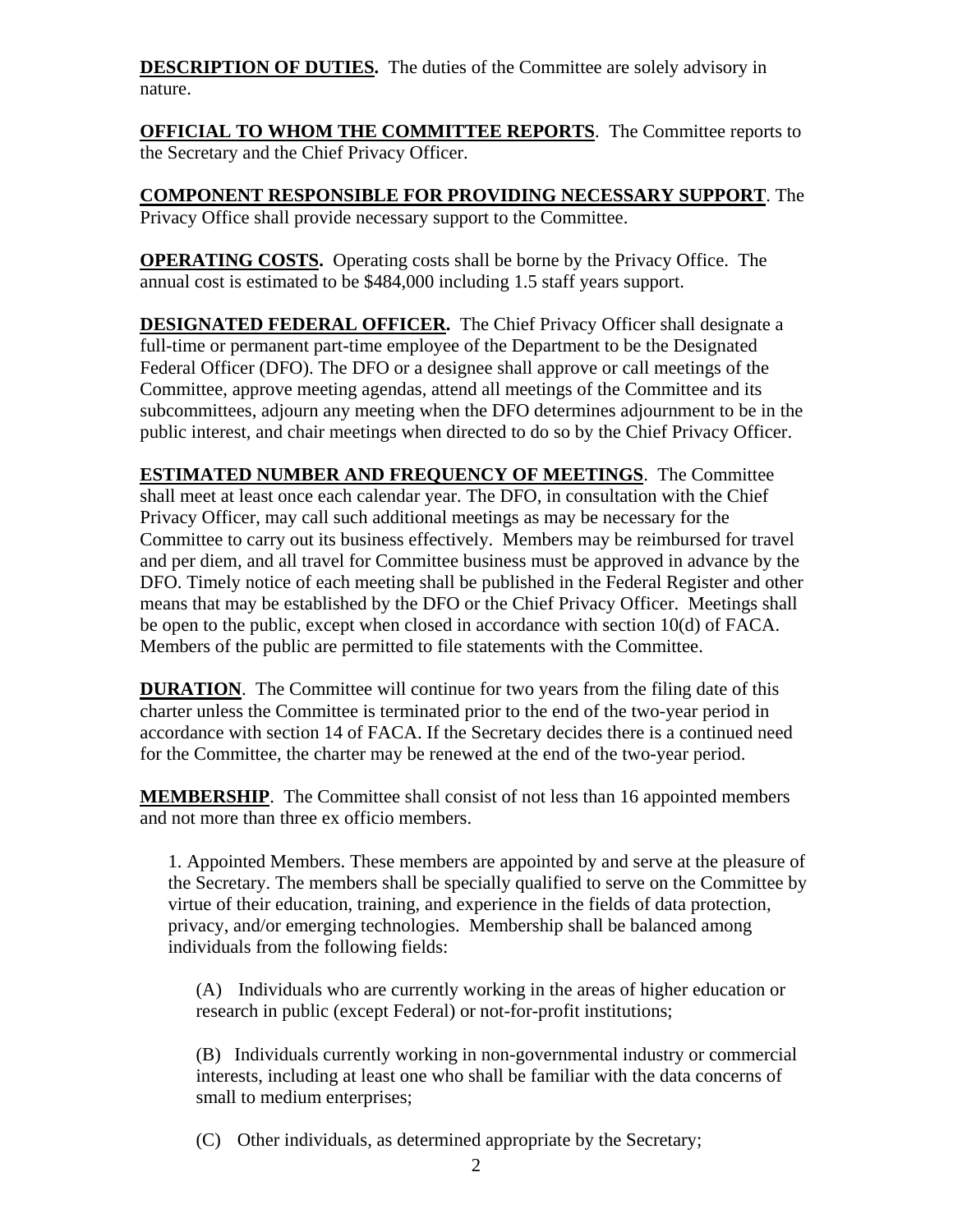**DESCRIPTION OF DUTIES.** The duties of the Committee are solely advisory in nature.

**OFFICIAL TO WHOM THE COMMITTEE REPORTS**. The Committee reports to the Secretary and the Chief Privacy Officer.

**COMPONENT RESPONSIBLE FOR PROVIDING NECESSARY SUPPORT**. The Privacy Office shall provide necessary support to the Committee.

**OPERATING COSTS.** Operating costs shall be borne by the Privacy Office. The annual cost is estimated to be $484,000 including 1.5 staff years support.

**DESIGNATED FEDERAL OFFICER.** The Chief Privacy Officer shall designate a full-time or permanent part-time employee of the Department to be the Designated Federal Officer (DFO). The DFO or a designee shall approve or call meetings of the Committee, approve meeting agendas, attend all meetings of the Committee and its subcommittees, adjourn any meeting when the DFO determines adjournment to be in the public interest, and chair meetings when directed to do so by the Chief Privacy Officer.

**ESTIMATED NUMBER AND FREQUENCY OF MEETINGS**. The Committee shall meet at least once each calendar year. The DFO, in consultation with the Chief Privacy Officer, may call such additional meetings as may be necessary for the Committee to carry out its business effectively. Members may be reimbursed for travel and per diem, and all travel for Committee business must be approved in advance by the DFO. Timely notice of each meeting shall be published in the Federal Register and other means that may be established by the DFO or the Chief Privacy Officer. Meetings shall be open to the public, except when closed in accordance with section 10(d) of FACA. Members of the public are permitted to file statements with the Committee.

**DURATION**. The Committee will continue for two years from the filing date of this charter unless the Committee is terminated prior to the end of the two-year period in accordance with section 14 of FACA. If the Secretary decides there is a continued need for the Committee, the charter may be renewed at the end of the two-year period.

**MEMBERSHIP**. The Committee shall consist of not less than 16 appointed members and not more than three ex officio members.

1. Appointed Members. These members are appointed by and serve at the pleasure of the Secretary. The members shall be specially qualified to serve on the Committee by virtue of their education, training, and experience in the fields of data protection, privacy, and/or emerging technologies. Membership shall be balanced among individuals from the following fields:

   (A) Individuals who are currently working in the areas of higher education or research in public (except Federal) or not-for-profit institutions;

   (B) Individuals currently working in non-governmental industry or commercial interests, including at least one who shall be familiar with the data concerns of small to medium enterprises;

   (C) Other individuals, as determined appropriate by the Secretary;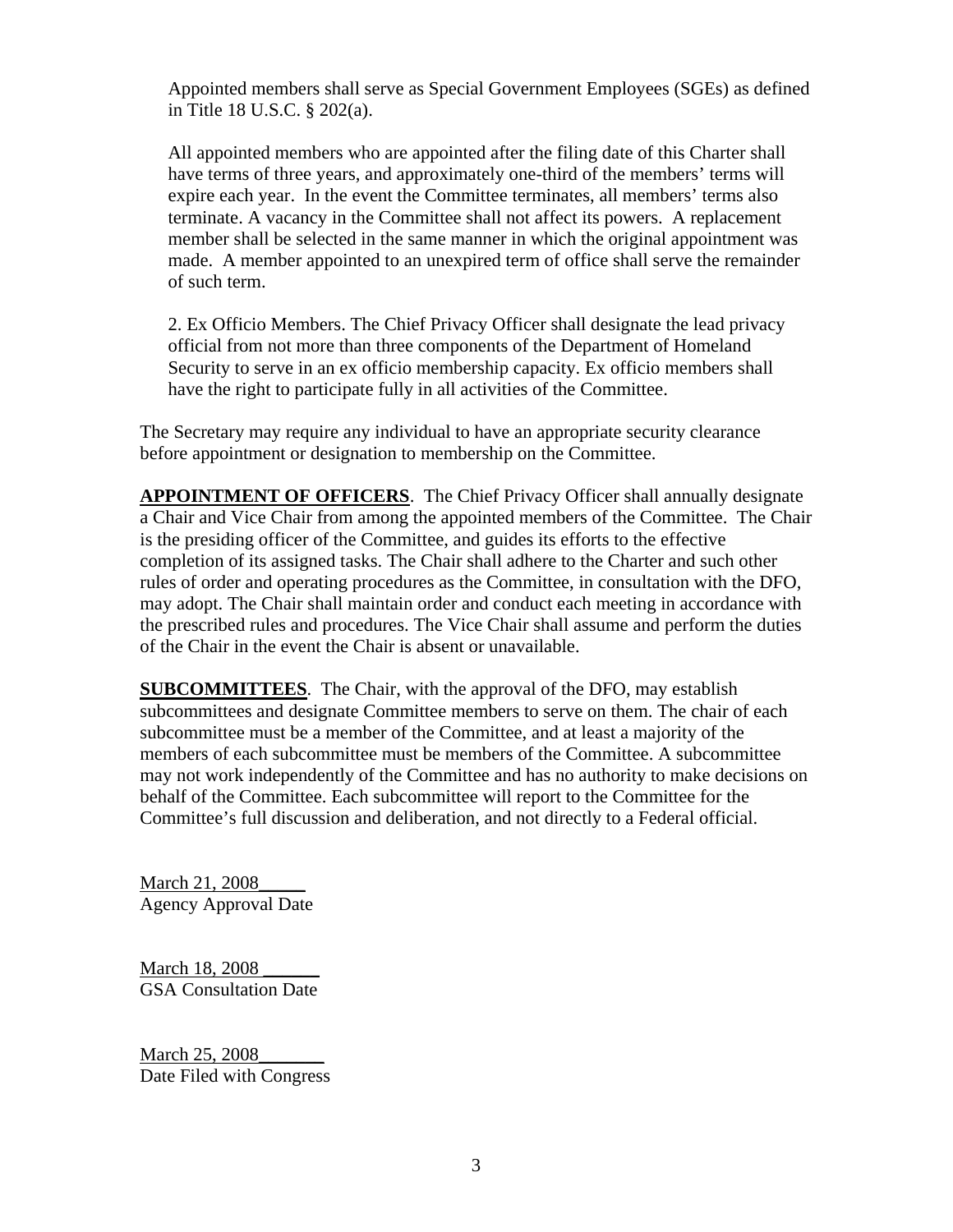Appointed members shall serve as Special Government Employees (SGEs) as defined in Title 18 U.S.C. § 202(a).

All appointed members who are appointed after the filing date of this Charter shall have terms of three years, and approximately one-third of the members' terms will expire each year. In the event the Committee terminates, all members' terms also terminate. A vacancy in the Committee shall not affect its powers. A replacement member shall be selected in the same manner in which the original appointment was made. A member appointed to an unexpired term of office shall serve the remainder of such term.

2. Ex Officio Members. The Chief Privacy Officer shall designate the lead privacy official from not more than three components of the Department of Homeland Security to serve in an ex officio membership capacity. Ex officio members shall have the right to participate fully in all activities of the Committee.

The Secretary may require any individual to have an appropriate security clearance before appointment or designation to membership on the Committee.

**APPOINTMENT OF OFFICERS**. The Chief Privacy Officer shall annually designate a Chair and Vice Chair from among the appointed members of the Committee. The Chair is the presiding officer of the Committee, and guides its efforts to the effective completion of its assigned tasks. The Chair shall adhere to the Charter and such other rules of order and operating procedures as the Committee, in consultation with the DFO, may adopt. The Chair shall maintain order and conduct each meeting in accordance with the prescribed rules and procedures. The Vice Chair shall assume and perform the duties of the Chair in the event the Chair is absent or unavailable.

**SUBCOMMITTEES**. The Chair, with the approval of the DFO, may establish subcommittees and designate Committee members to serve on them. The chair of each subcommittee must be a member of the Committee, and at least a majority of the members of each subcommittee must be members of the Committee. A subcommittee may not work independently of the Committee and has no authority to make decisions on behalf of the Committee. Each subcommittee will report to the Committee for the Committee's full discussion and deliberation, and not directly to a Federal official.

March 21, 2008_____
Agency Approval Date

March 18, 2008 ______
GSA Consultation Date

March 25, 2008_______
Date Filed with Congress